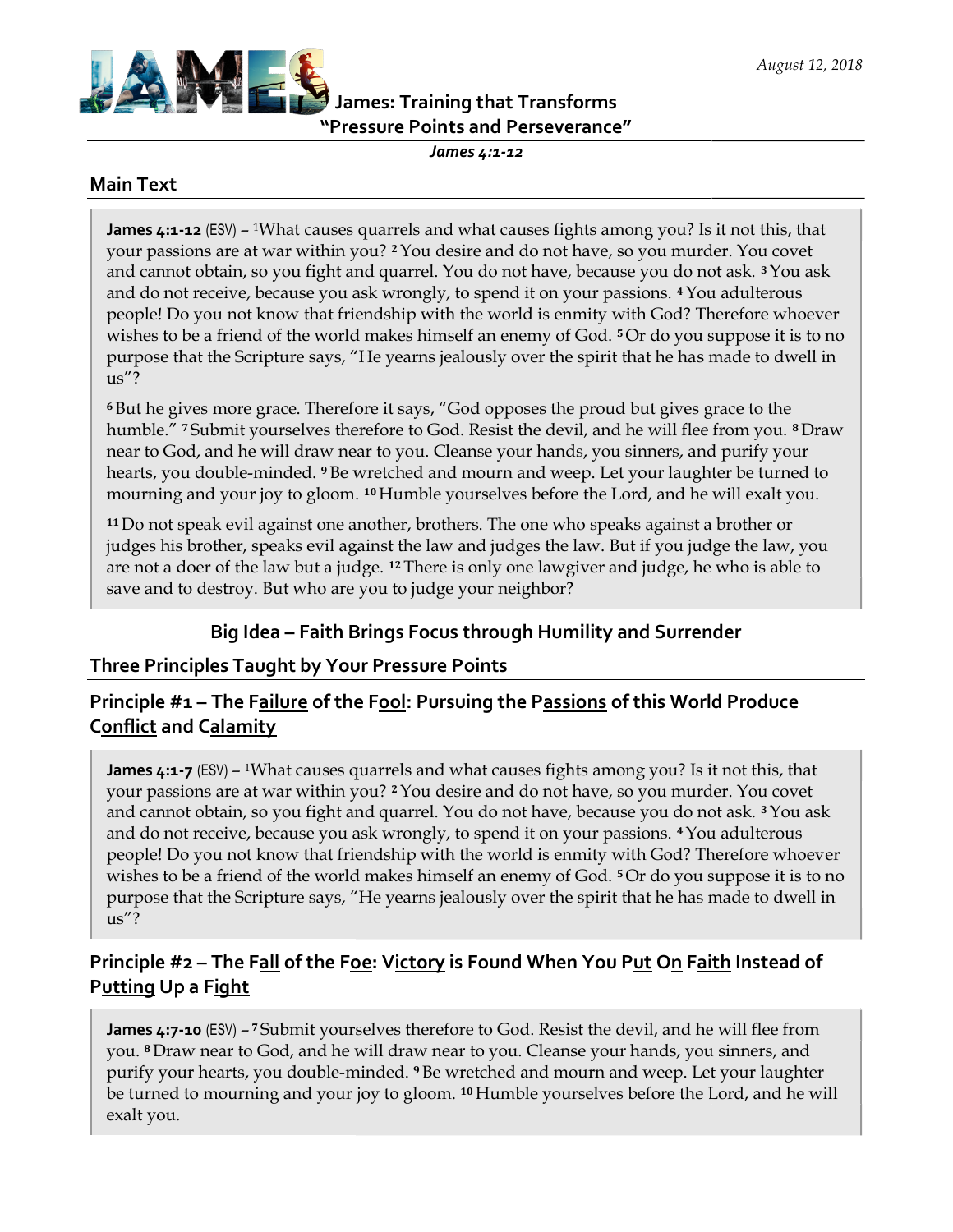August 12, 2018

# James: Training that Transforms

## "Pressure Points and Perseverance"

*James 4:1-12*

## Main Text

**James 4:1-12** (ESV) – [1]What causes quarrels and what causes fights among you? Is it not this, that your passions are at war within you? [2] You desire and do not have, so you murder. You covet and cannot obtain, so you fight and quarrel. You do not have, because you do not ask. [3] You ask and do not receive, because you ask wrongly, to spend it on your passions. [4] You adulterous people! Do you not know that friendship with the world is enmity with God? Therefore whoever wishes to be a friend of the world makes himself an enemy of God. [5] Or do you suppose it is to no purpose that the Scripture says, "He yearns jealously over the spirit that he has made to dwell in us"?

[6] But he gives more grace. Therefore it says, "God opposes the proud but gives grace to the humble." [7] Submit yourselves therefore to God. Resist the devil, and he will flee from you. [8] Draw near to God, and he will draw near to you. Cleanse your hands, you sinners, and purify your hearts, you double-minded. [9] Be wretched and mourn and weep. Let your laughter be turned to mourning and your joy to gloom. [10] Humble yourselves before the Lord, and he will exalt you.

[11] Do not speak evil against one another, brothers. The one who speaks against a brother or judges his brother, speaks evil against the law and judges the law. But if you judge the law, you are not a doer of the law but a judge. [12] There is only one lawgiver and judge, he who is able to save and to destroy. But who are you to judge your neighbor?

### Big Idea – Faith Brings Focus through Humility and Surrender

## Three Principles Taught by Your Pressure Points

### Principle #1 – The Failure of the Fool: Pursuing the Passions of this World Produce Conflict and Calamity

**James 4:1-7** (ESV) – [1]What causes quarrels and what causes fights among you? Is it not this, that your passions are at war within you? [2] You desire and do not have, so you murder. You covet and cannot obtain, so you fight and quarrel. You do not have, because you do not ask. [3] You ask and do not receive, because you ask wrongly, to spend it on your passions. [4] You adulterous people! Do you not know that friendship with the world is enmity with God? Therefore whoever wishes to be a friend of the world makes himself an enemy of God. [5] Or do you suppose it is to no purpose that the Scripture says, "He yearns jealously over the spirit that he has made to dwell in us"?

### Principle #2 – The Fall of the Foe: Victory is Found When You Put On Faith Instead of Putting Up a Fight

**James 4:7-10** (ESV) – [7] Submit yourselves therefore to God. Resist the devil, and he will flee from you. [8] Draw near to God, and he will draw near to you. Cleanse your hands, you sinners, and purify your hearts, you double-minded. [9] Be wretched and mourn and weep. Let your laughter be turned to mourning and your joy to gloom. [10] Humble yourselves before the Lord, and he will exalt you.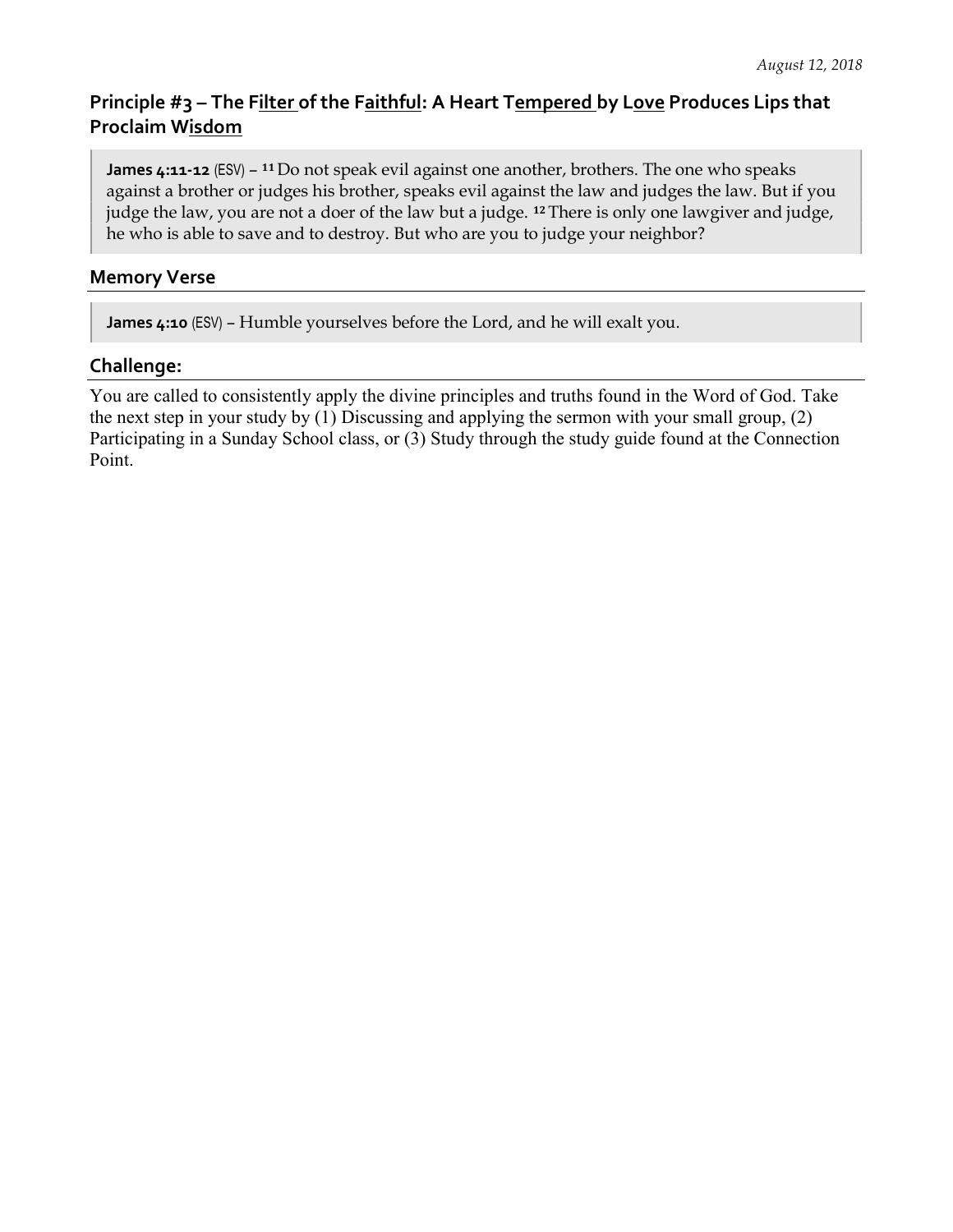*August 12, 2018*

### Principle #3 – The Filter of the Faithful: A Heart Tempered by Love Produces Lips that Proclaim Wisdom

> **James 4:11-12** (ESV) – [11] Do not speak evil against one another, brothers. The one who speaks against a brother or judges his brother, speaks evil against the law and judges the law. But if you judge the law, you are not a doer of the law but a judge. [12] There is only one lawgiver and judge, he who is able to save and to destroy. But who are you to judge your neighbor?

### Memory Verse

> **James 4:10** (ESV) – Humble yourselves before the Lord, and he will exalt you.

### Challenge:

You are called to consistently apply the divine principles and truths found in the Word of God. Take the next step in your study by (1) Discussing and applying the sermon with your small group, (2) Participating in a Sunday School class, or (3) Study through the study guide found at the Connection Point.